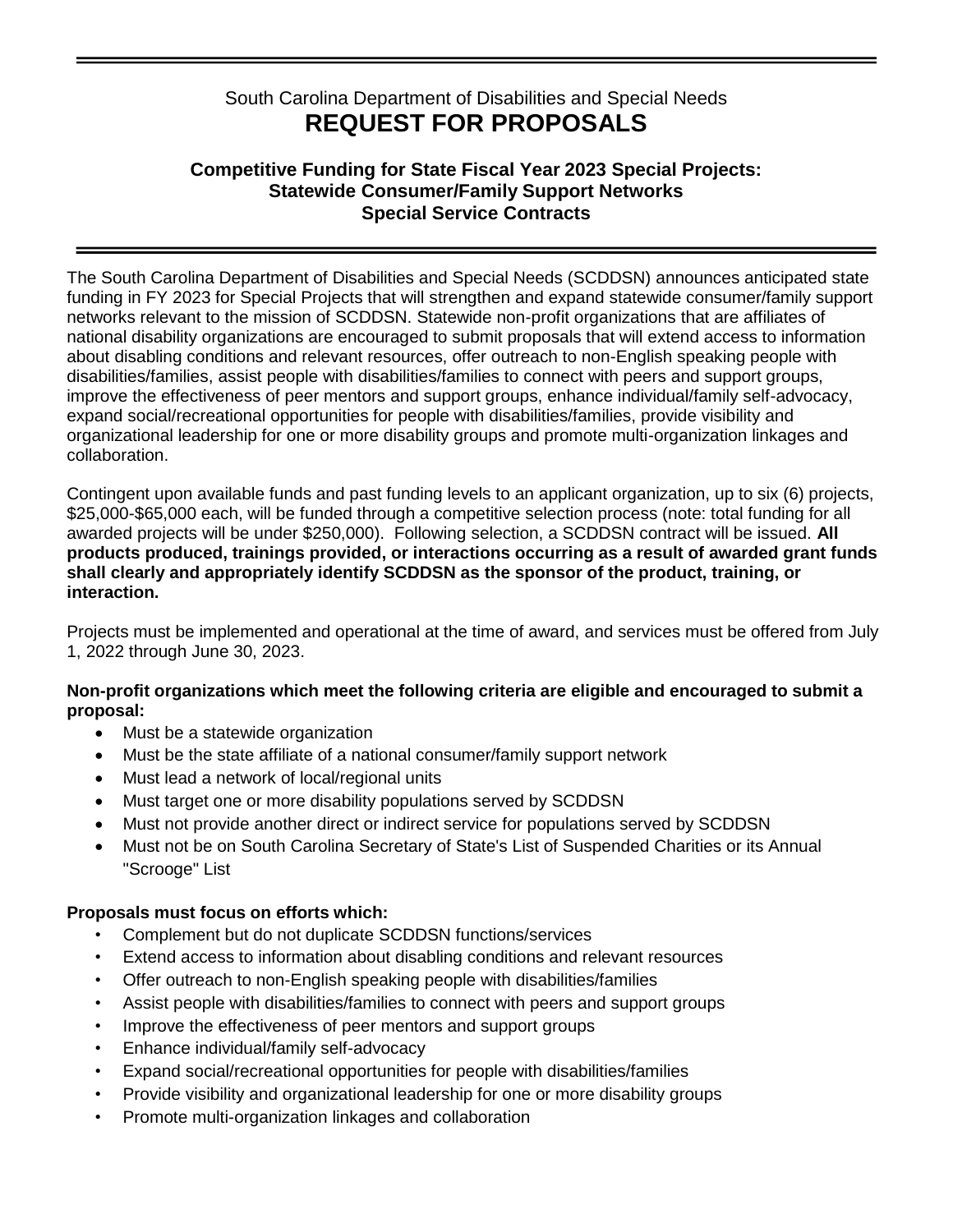South Carolina Department of Disabilities and Special Needs

# REQUEST FOR PROPOSALS

### Competitive Funding for State Fiscal Year 2023 Special Projects: Statewide Consumer/Family Support Networks Special Service Contracts

The South Carolina Department of Disabilities and Special Needs (SCDDSN) announces anticipated state funding in FY 2023 for Special Projects that will strengthen and expand statewide consumer/family support networks relevant to the mission of SCDDSN. Statewide non-profit organizations that are affiliates of national disability organizations are encouraged to submit proposals that will extend access to information about disabling conditions and relevant resources, offer outreach to non-English speaking people with disabilities/families, assist people with disabilities/families to connect with peers and support groups, improve the effectiveness of peer mentors and support groups, enhance individual/family self-advocacy, expand social/recreational opportunities for people with disabilities/families, provide visibility and organizational leadership for one or more disability groups and promote multi-organization linkages and collaboration.

Contingent upon available funds and past funding levels to an applicant organization, up to six (6) projects, \$25,000-\$65,000 each, will be funded through a competitive selection process (note: total funding for all awarded projects will be under \$250,000). Following selection, a SCDDSN contract will be issued. **All products produced, trainings provided, or interactions occurring as a result of awarded grant funds shall clearly and appropriately identify SCDDSN as the sponsor of the product, training, or interaction.**

Projects must be implemented and operational at the time of award, and services must be offered from July 1, 2022 through June 30, 2023.

**Non-profit organizations which meet the following criteria are eligible and encouraged to submit a proposal:**

- Must be a statewide organization
- Must be the state affiliate of a national consumer/family support network
- Must lead a network of local/regional units
- Must target one or more disability populations served by SCDDSN
- Must not provide another direct or indirect service for populations served by SCDDSN
- Must not be on South Carolina Secretary of State's List of Suspended Charities or its Annual "Scrooge" List

**Proposals must focus on efforts which:**

- Complement but do not duplicate SCDDSN functions/services
- Extend access to information about disabling conditions and relevant resources
- Offer outreach to non-English speaking people with disabilities/families
- Assist people with disabilities/families to connect with peers and support groups
- Improve the effectiveness of peer mentors and support groups
- Enhance individual/family self-advocacy
- Expand social/recreational opportunities for people with disabilities/families
- Provide visibility and organizational leadership for one or more disability groups
- Promote multi-organization linkages and collaboration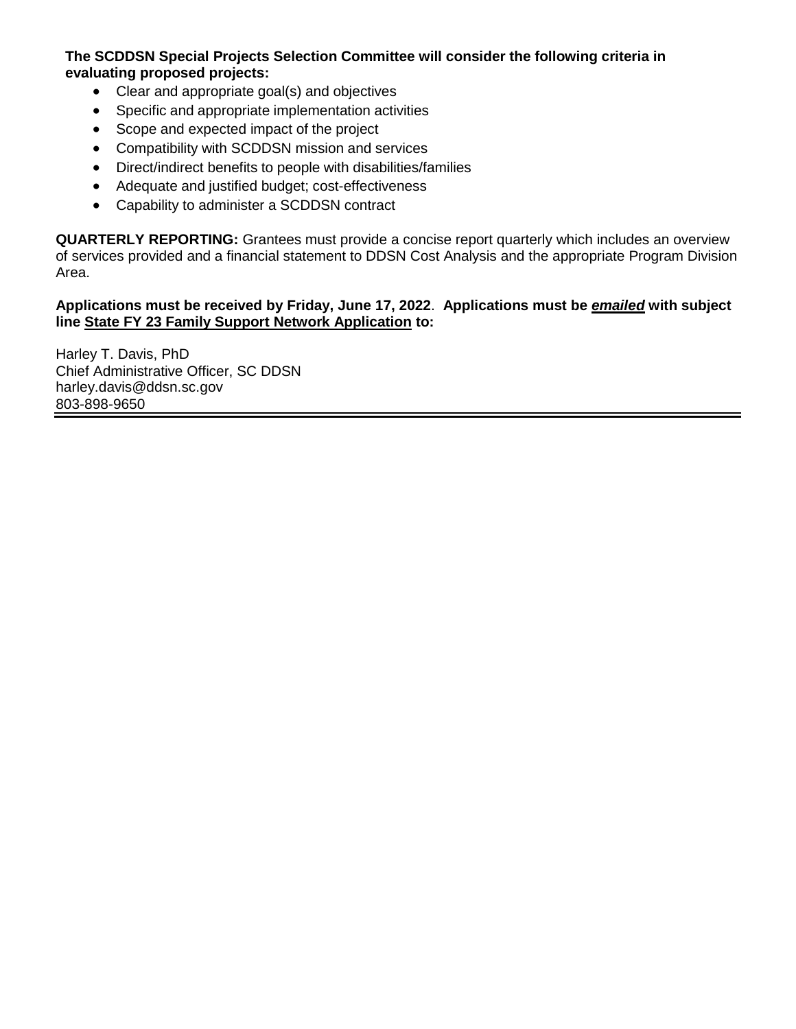**The SCDDSN Special Projects Selection Committee will consider the following criteria in evaluating proposed projects:**

- Clear and appropriate goal(s) and objectives
- Specific and appropriate implementation activities
- Scope and expected impact of the project
- Compatibility with SCDDSN mission and services
- Direct/indirect benefits to people with disabilities/families
- Adequate and justified budget; cost-effectiveness
- Capability to administer a SCDDSN contract

**QUARTERLY REPORTING:** Grantees must provide a concise report quarterly which includes an overview of services provided and a financial statement to DDSN Cost Analysis and the appropriate Program Division Area.

**Applications must be received by Friday, June 17, 2022**. **Applications must be *emailed* with subject line State FY 23 Family Support Network Application to:**

Harley T. Davis, PhD
Chief Administrative Officer, SC DDSN
harley.davis@ddsn.sc.gov
803-898-9650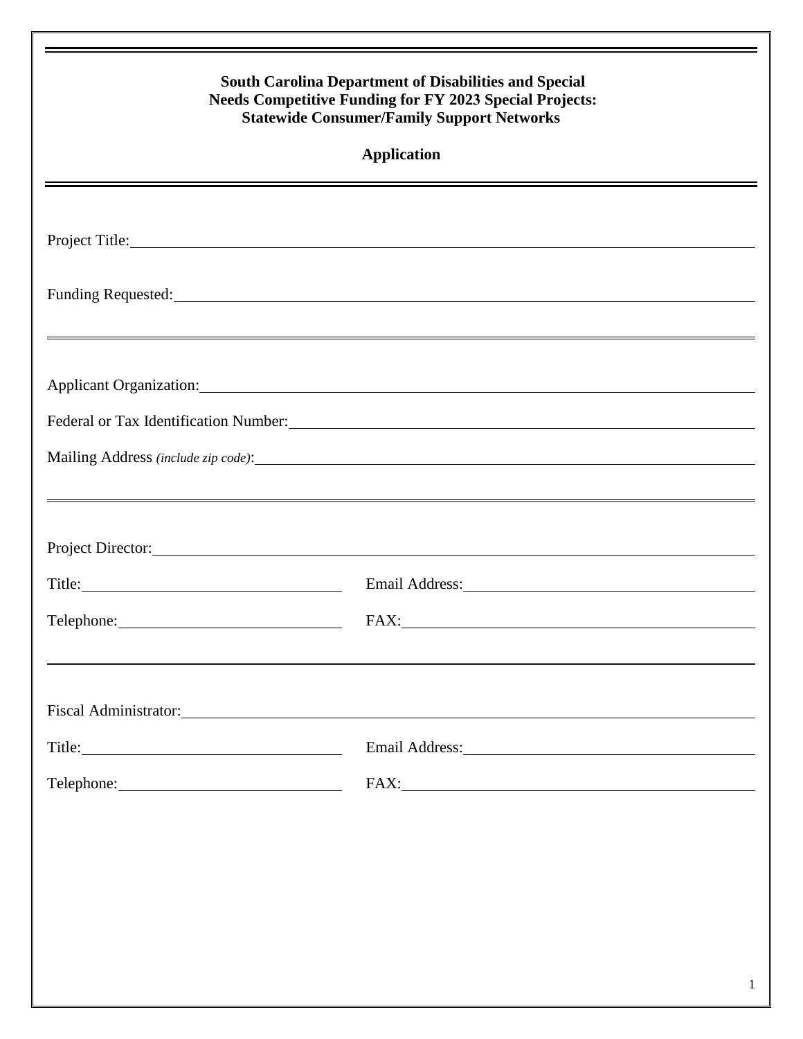**South Carolina Department of Disabilities and Special Needs Competitive Funding for FY 2023 Special Projects: Statewide Consumer/Family Support Networks**

**Application**

---

Project Title: \_\_\_\_\_\_\_\_\_\_\_\_\_\_\_\_\_\_\_\_\_\_\_\_\_\_\_\_\_\_\_\_\_\_\_\_\_\_\_\_

Funding Requested: \_\_\_\_\_\_\_\_\_\_\_\_\_\_\_\_\_\_\_\_\_\_\_\_\_\_\_\_\_\_\_\_\_\_\_\_\_\_\_\_

---

Applicant Organization: \_\_\_\_\_\_\_\_\_\_\_\_\_\_\_\_\_\_\_\_\_\_\_\_\_\_\_\_\_\_\_\_\_\_\_\_\_\_\_\_

Federal or Tax Identification Number: \_\_\_\_\_\_\_\_\_\_\_\_\_\_\_\_\_\_\_\_\_\_\_\_\_\_\_\_\_\_\_\_\_\_\_\_\_\_\_\_

Mailing Address *(include zip code)*: \_\_\_\_\_\_\_\_\_\_\_\_\_\_\_\_\_\_\_\_\_\_\_\_\_\_\_\_\_\_\_\_\_\_\_\_\_\_\_\_

---

Project Director: \_\_\_\_\_\_\_\_\_\_\_\_\_\_\_\_\_\_\_\_\_\_\_\_\_\_\_\_\_\_\_\_\_\_\_\_\_\_\_\_

Title: \_\_\_\_\_\_\_\_\_\_\_\_\_\_\_\_\_\_\_\_ Email Address: \_\_\_\_\_\_\_\_\_\_\_\_\_\_\_\_\_\_\_\_

Telephone: \_\_\_\_\_\_\_\_\_\_\_\_\_\_\_\_\_\_\_\_ FAX: \_\_\_\_\_\_\_\_\_\_\_\_\_\_\_\_\_\_\_\_

---

Fiscal Administrator: \_\_\_\_\_\_\_\_\_\_\_\_\_\_\_\_\_\_\_\_\_\_\_\_\_\_\_\_\_\_\_\_\_\_\_\_\_\_\_\_

Title: \_\_\_\_\_\_\_\_\_\_\_\_\_\_\_\_\_\_\_\_ Email Address: \_\_\_\_\_\_\_\_\_\_\_\_\_\_\_\_\_\_\_\_

Telephone: \_\_\_\_\_\_\_\_\_\_\_\_\_\_\_\_\_\_\_\_ FAX: \_\_\_\_\_\_\_\_\_\_\_\_\_\_\_\_\_\_\_\_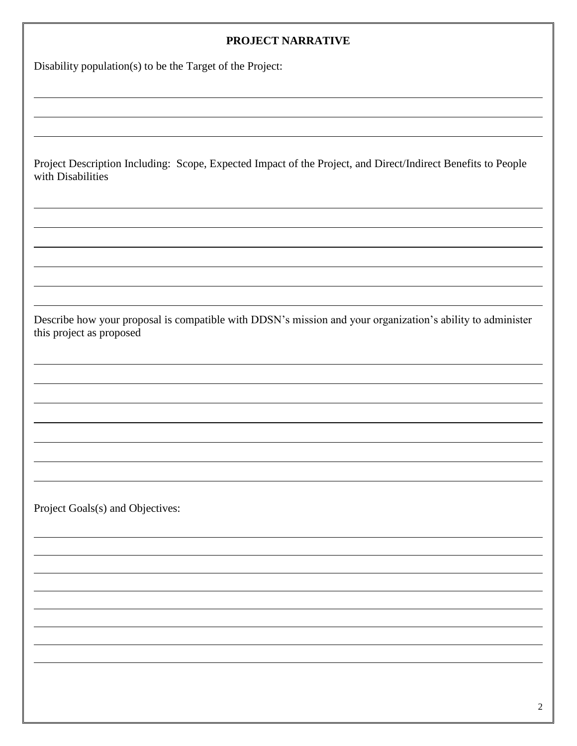## PROJECT NARRATIVE

Disability population(s) to be the Target of the Project:

Project Description Including: Scope, Expected Impact of the Project, and Direct/Indirect Benefits to People with Disabilities

Describe how your proposal is compatible with DDSN's mission and your organization's ability to administer this project as proposed

Project Goals(s) and Objectives: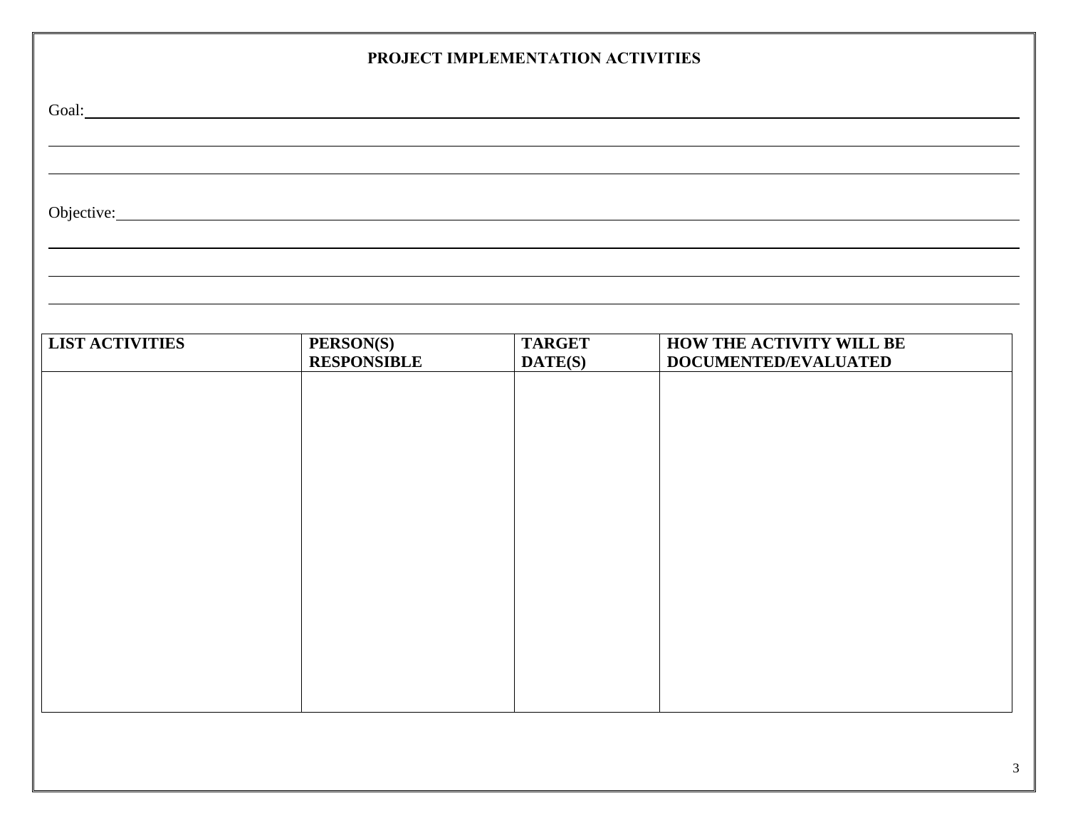# PROJECT IMPLEMENTATION ACTIVITIES

Goal: \_\_\_\_\_\_\_\_\_\_\_\_\_\_\_\_\_\_\_\_\_\_\_\_\_\_\_\_\_\_\_\_\_\_\_\_\_\_\_\_\_\_\_\_\_\_\_\_\_\_\_\_\_\_\_\_\_\_\_\_\_\_\_\_\_\_\_\_\_\_\_\_\_\_\_\_

\_\_\_\_\_\_\_\_\_\_\_\_\_\_\_\_\_\_\_\_\_\_\_\_\_\_\_\_\_\_\_\_\_\_\_\_\_\_\_\_\_\_\_\_\_\_\_\_\_\_\_\_\_\_\_\_\_\_\_\_\_\_\_\_\_\_\_\_\_\_\_\_\_\_\_\_\_\_\_\_\_

\_\_\_\_\_\_\_\_\_\_\_\_\_\_\_\_\_\_\_\_\_\_\_\_\_\_\_\_\_\_\_\_\_\_\_\_\_\_\_\_\_\_\_\_\_\_\_\_\_\_\_\_\_\_\_\_\_\_\_\_\_\_\_\_\_\_\_\_\_\_\_\_\_\_\_\_\_\_\_\_\_

Objective: \_\_\_\_\_\_\_\_\_\_\_\_\_\_\_\_\_\_\_\_\_\_\_\_\_\_\_\_\_\_\_\_\_\_\_\_\_\_\_\_\_\_\_\_\_\_\_\_\_\_\_\_\_\_\_\_\_\_\_\_\_\_\_\_\_\_\_\_\_\_\_\_\_

\_\_\_\_\_\_\_\_\_\_\_\_\_\_\_\_\_\_\_\_\_\_\_\_\_\_\_\_\_\_\_\_\_\_\_\_\_\_\_\_\_\_\_\_\_\_\_\_\_\_\_\_\_\_\_\_\_\_\_\_\_\_\_\_\_\_\_\_\_\_\_\_\_\_\_\_\_\_\_\_\_

\_\_\_\_\_\_\_\_\_\_\_\_\_\_\_\_\_\_\_\_\_\_\_\_\_\_\_\_\_\_\_\_\_\_\_\_\_\_\_\_\_\_\_\_\_\_\_\_\_\_\_\_\_\_\_\_\_\_\_\_\_\_\_\_\_\_\_\_\_\_\_\_\_\_\_\_\_\_\_\_\_

\_\_\_\_\_\_\_\_\_\_\_\_\_\_\_\_\_\_\_\_\_\_\_\_\_\_\_\_\_\_\_\_\_\_\_\_\_\_\_\_\_\_\_\_\_\_\_\_\_\_\_\_\_\_\_\_\_\_\_\_\_\_\_\_\_\_\_\_\_\_\_\_\_\_\_\_\_\_\_\_\_

| LIST ACTIVITIES | PERSON(S) RESPONSIBLE | TARGET DATE(S) | HOW THE ACTIVITY WILL BE DOCUMENTED/EVALUATED |
|---|---|---|---|
| | | | |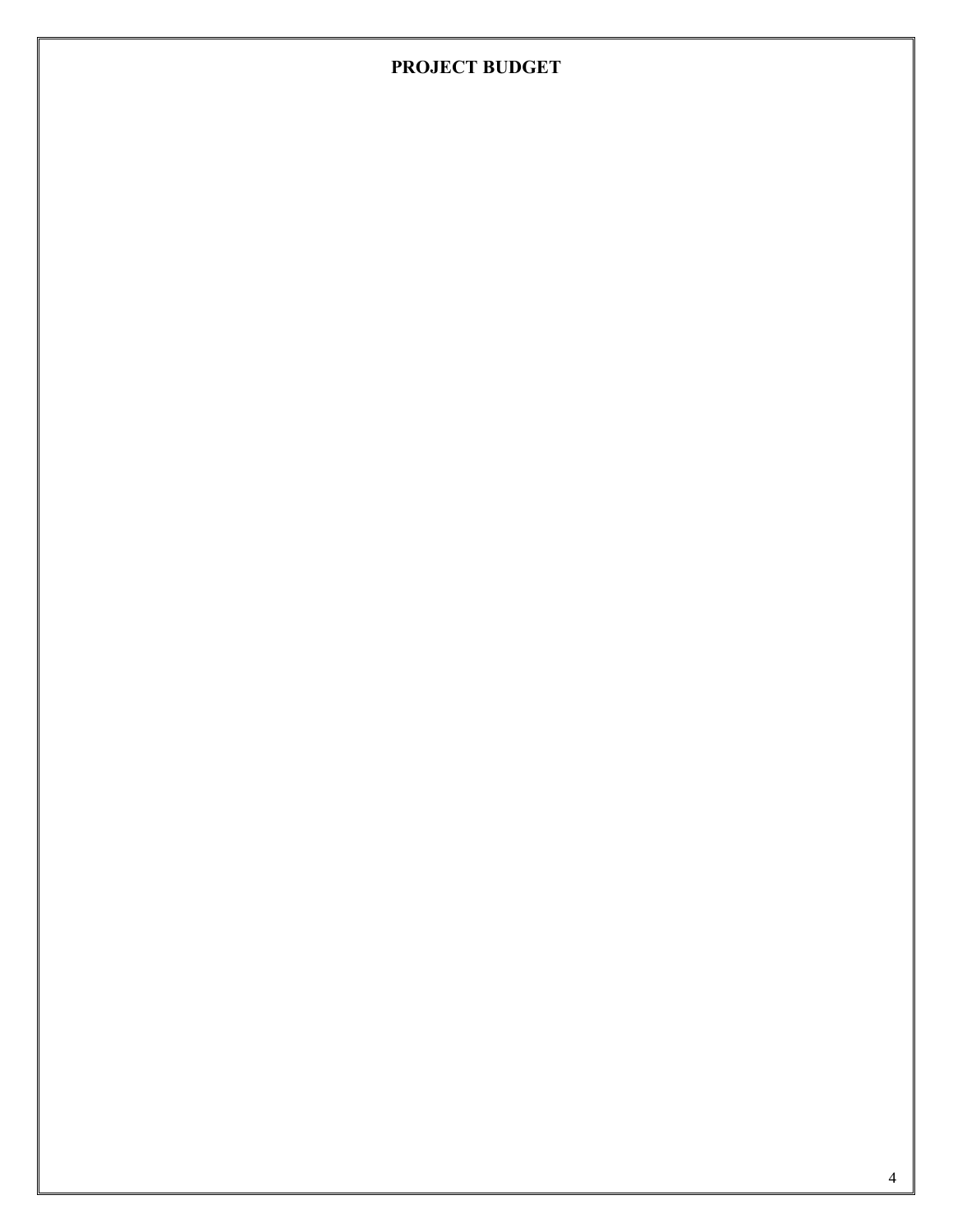# PROJECT BUDGET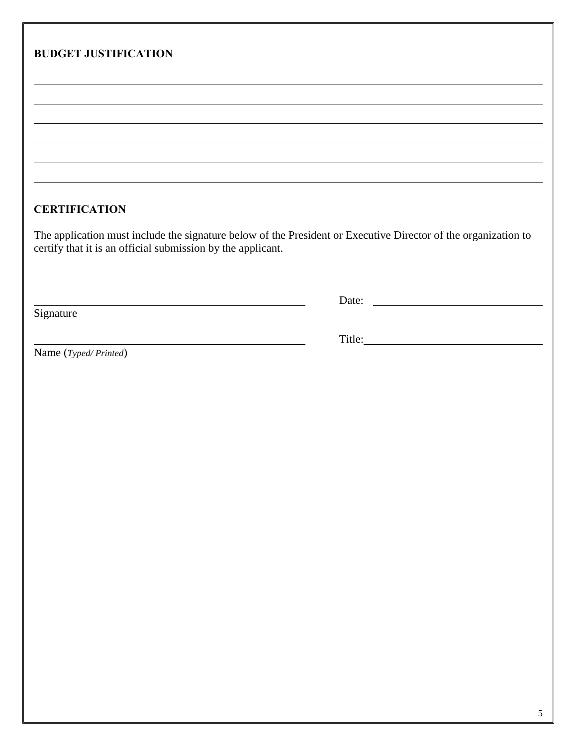## BUDGET JUSTIFICATION

______________________________________________________________________________________

______________________________________________________________________________________

______________________________________________________________________________________

______________________________________________________________________________________

______________________________________________________________________________________

______________________________________________________________________________________

## CERTIFICATION

The application must include the signature below of the President or Executive Director of the organization to certify that it is an official submission by the applicant.

_______________________________________ Date: _______________________

Signature

_______________________________________ Title: _______________________

Name (*Typed/ Printed*)